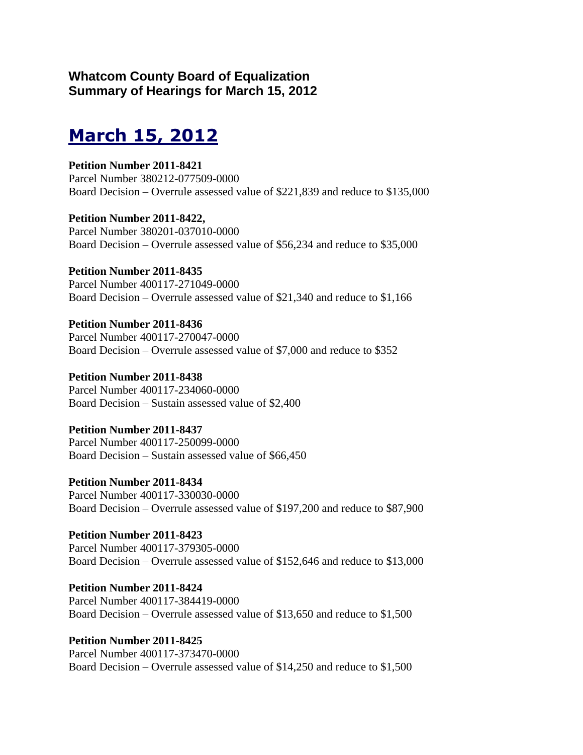**Whatcom County Board of Equalization**
**Summary of Hearings for March 15, 2012**

# March 15, 2012

**Petition Number 2011-8421**
Parcel Number 380212-077509-0000
Board Decision – Overrule assessed value of $221,839 and reduce to $135,000

**Petition Number 2011-8422,**
Parcel Number 380201-037010-0000
Board Decision – Overrule assessed value of $56,234 and reduce to $35,000

**Petition Number 2011-8435**
Parcel Number 400117-271049-0000
Board Decision – Overrule assessed value of $21,340 and reduce to $1,166

**Petition Number 2011-8436**
Parcel Number 400117-270047-0000
Board Decision – Overrule assessed value of $7,000 and reduce to $352

**Petition Number 2011-8438**
Parcel Number 400117-234060-0000
Board Decision – Sustain assessed value of $2,400

**Petition Number 2011-8437**
Parcel Number 400117-250099-0000
Board Decision – Sustain assessed value of $66,450

**Petition Number 2011-8434**
Parcel Number 400117-330030-0000
Board Decision – Overrule assessed value of $197,200 and reduce to $87,900

**Petition Number 2011-8423**
Parcel Number 400117-379305-0000
Board Decision – Overrule assessed value of $152,646 and reduce to $13,000

**Petition Number 2011-8424**
Parcel Number 400117-384419-0000
Board Decision – Overrule assessed value of $13,650 and reduce to $1,500

**Petition Number 2011-8425**
Parcel Number 400117-373470-0000
Board Decision – Overrule assessed value of $14,250 and reduce to $1,500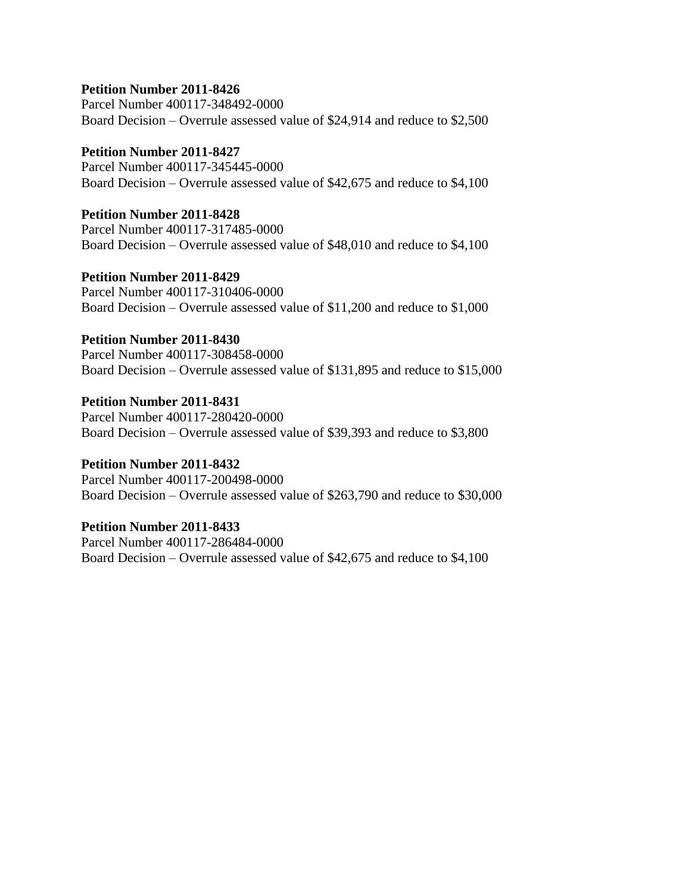**Petition Number 2011-8426**
Parcel Number 400117-348492-0000
Board Decision – Overrule assessed value of $24,914 and reduce to $2,500

**Petition Number 2011-8427**
Parcel Number 400117-345445-0000
Board Decision – Overrule assessed value of $42,675 and reduce to $4,100

**Petition Number 2011-8428**
Parcel Number 400117-317485-0000
Board Decision – Overrule assessed value of $48,010 and reduce to $4,100

**Petition Number 2011-8429**
Parcel Number 400117-310406-0000
Board Decision – Overrule assessed value of $11,200 and reduce to $1,000

**Petition Number 2011-8430**
Parcel Number 400117-308458-0000
Board Decision – Overrule assessed value of $131,895 and reduce to $15,000

**Petition Number 2011-8431**
Parcel Number 400117-280420-0000
Board Decision – Overrule assessed value of $39,393 and reduce to $3,800

**Petition Number 2011-8432**
Parcel Number 400117-200498-0000
Board Decision – Overrule assessed value of $263,790 and reduce to $30,000

**Petition Number 2011-8433**
Parcel Number 400117-286484-0000
Board Decision – Overrule assessed value of $42,675 and reduce to $4,100